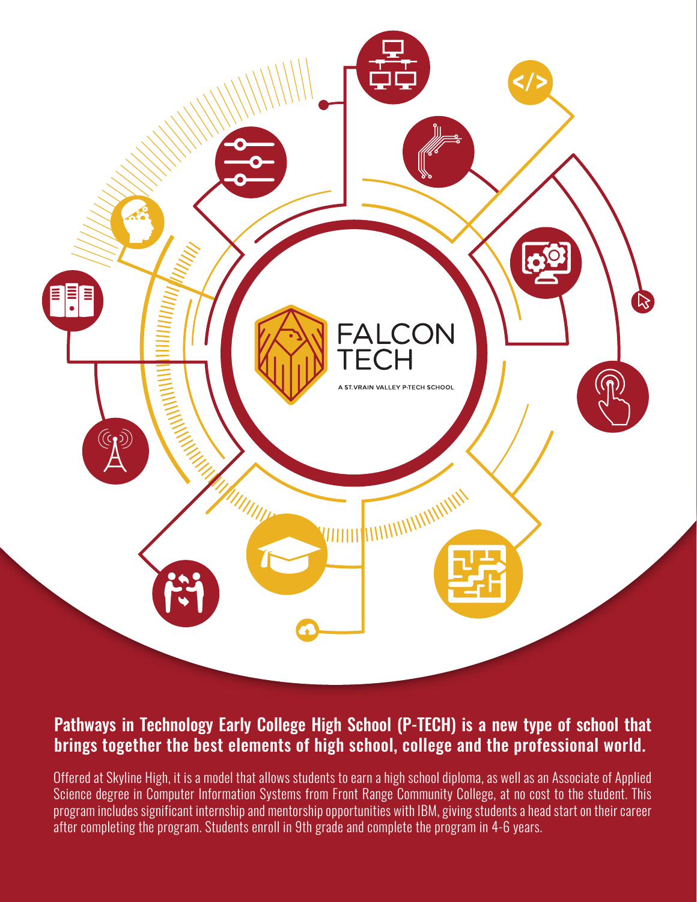FALCON TECH

A ST. VRAIN VALLEY P-TECH SCHOOL

**Pathways in Technology Early College High School (P-TECH) is a new type of school that brings together the best elements of high school, college and the professional world.**

Offered at Skyline High, it is a model that allows students to earn a high school diploma, as well as an Associate of Applied Science degree in Computer Information Systems from Front Range Community College, at no cost to the student. This program includes significant internship and mentorship opportunities with IBM, giving students a head start on their career after completing the program. Students enroll in 9th grade and complete the program in 4-6 years.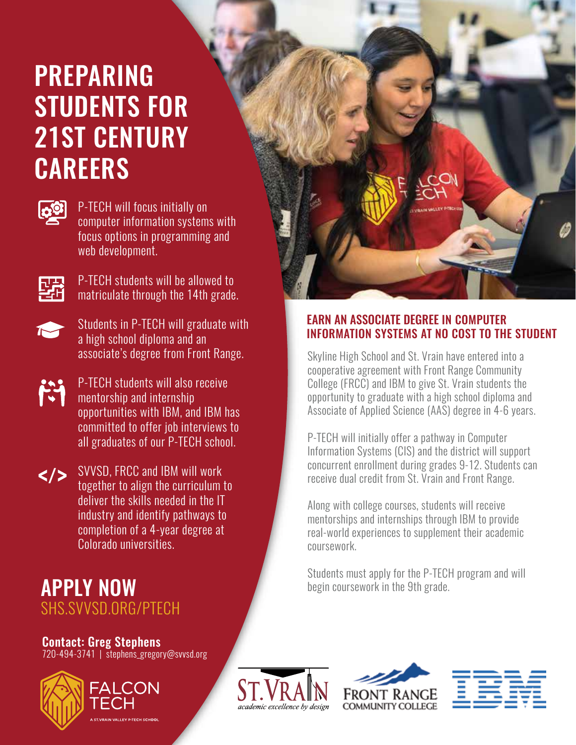# PREPARING STUDENTS FOR 21ST CENTURY CAREERS

- P-TECH will focus initially on computer information systems with focus options in programming and web development.
- P-TECH students will be allowed to matriculate through the 14th grade.
- Students in P-TECH will graduate with a high school diploma and an associate's degree from Front Range.
- P-TECH students will also receive mentorship and internship opportunities with IBM, and IBM has committed to offer job interviews to all graduates of our P-TECH school.
- SVVSD, FRCC and IBM will work together to align the curriculum to deliver the skills needed in the IT industry and identify pathways to completion of a 4-year degree at Colorado universities.

## APPLY NOW

SHS.SVVSD.ORG/PTECH

**Contact: Greg Stephens**
720-494-3741 | stephens_gregory@svvsd.org

FALCON TECH
A ST.VRAIN VALLEY P-TECH SCHOOL

## EARN AN ASSOCIATE DEGREE IN COMPUTER INFORMATION SYSTEMS AT NO COST TO THE STUDENT

Skyline High School and St. Vrain have entered into a cooperative agreement with Front Range Community College (FRCC) and IBM to give St. Vrain students the opportunity to graduate with a high school diploma and Associate of Applied Science (AAS) degree in 4-6 years.

P-TECH will initially offer a pathway in Computer Information Systems (CIS) and the district will support concurrent enrollment during grades 9-12. Students can receive dual credit from St. Vrain and Front Range.

Along with college courses, students will receive mentorships and internships through IBM to provide real-world experiences to supplement their academic coursework.

Students must apply for the P-TECH program and will begin coursework in the 9th grade.

ST.VRAIN *academic excellence by design*

FRONT RANGE COMMUNITY COLLEGE

IBM